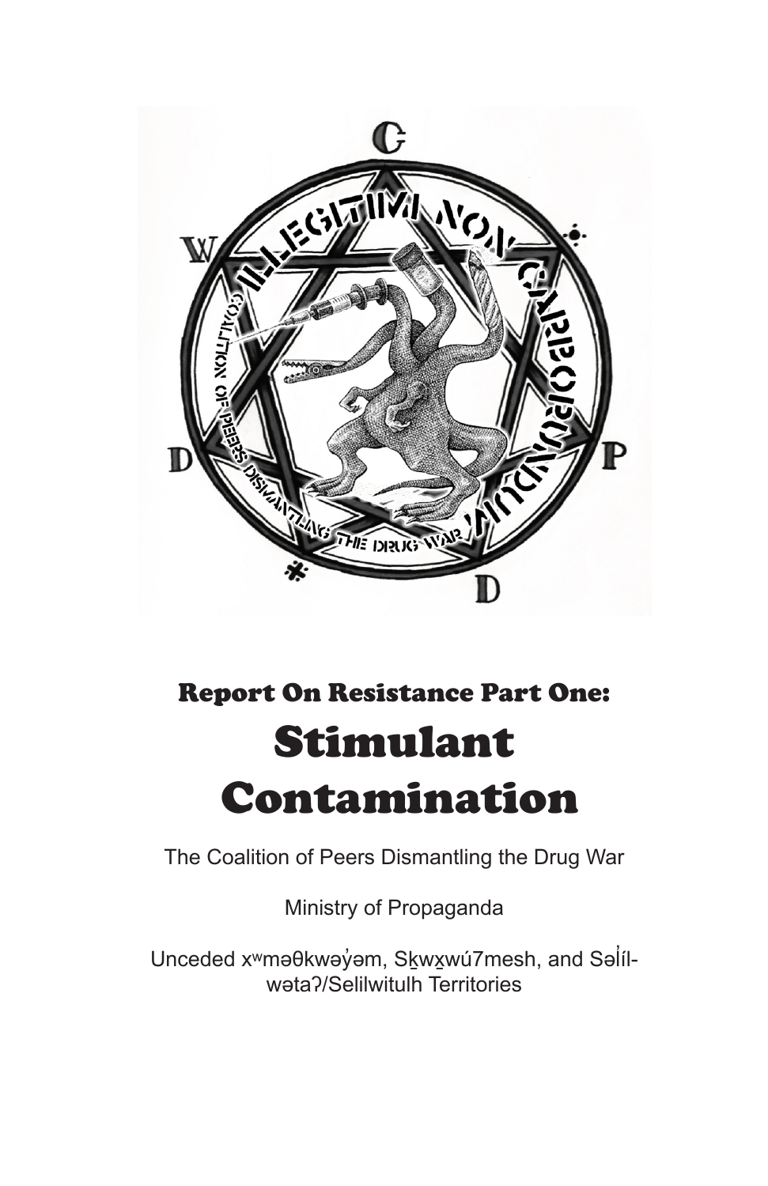## Report On Resistance Part One:

# Stimulant Contamination

The Coalition of Peers Dismantling the Drug War

Ministry of Propaganda

Unceded xʷməθkwəy̓əm, Sḵwx̱wú7mesh, and Səl̓ílwətaʔ/Selilwitulh Territories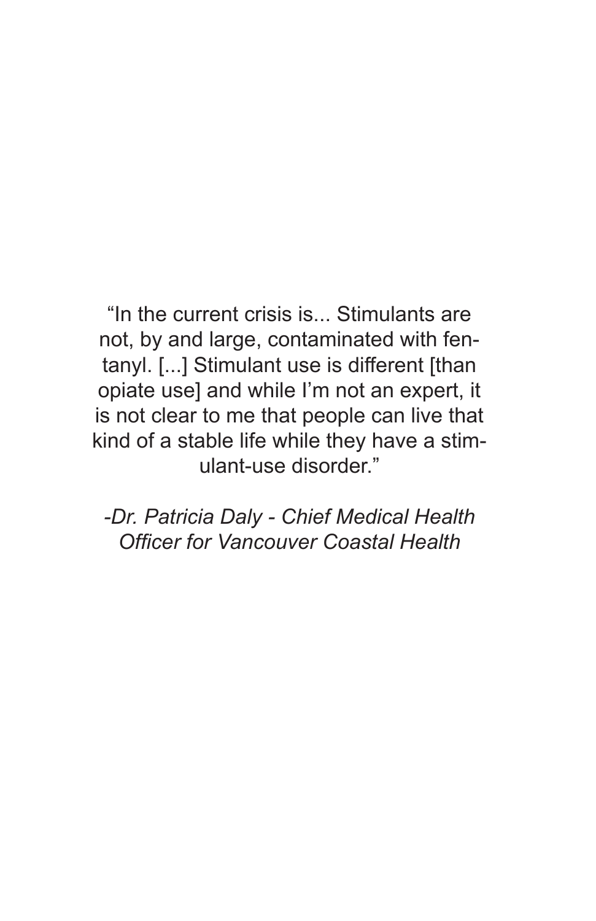"In the current crisis is... Stimulants are not, by and large, contaminated with fentanyl. [...] Stimulant use is different [than opiate use] and while I'm not an expert, it is not clear to me that people can live that kind of a stable life while they have a stimulant-use disorder."

*-Dr. Patricia Daly - Chief Medical Health Officer for Vancouver Coastal Health*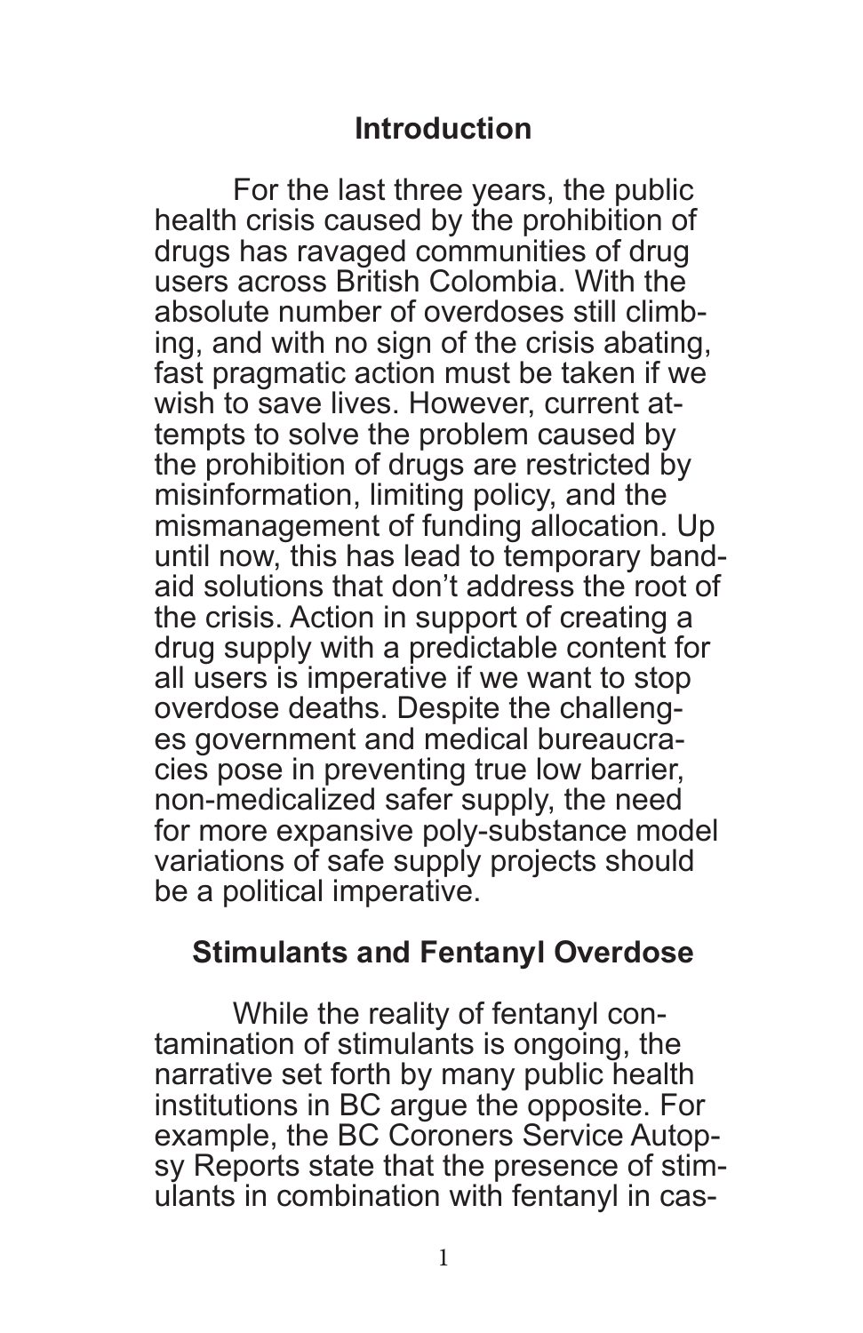## Introduction

For the last three years, the public health crisis caused by the prohibition of drugs has ravaged communities of drug users across British Colombia. With the absolute number of overdoses still climbing, and with no sign of the crisis abating, fast pragmatic action must be taken if we wish to save lives. However, current attempts to solve the problem caused by the prohibition of drugs are restricted by misinformation, limiting policy, and the mismanagement of funding allocation. Up until now, this has lead to temporary band-aid solutions that don't address the root of the crisis. Action in support of creating a drug supply with a predictable content for all users is imperative if we want to stop overdose deaths. Despite the challenges government and medical bureaucracies pose in preventing true low barrier, non-medicalized safer supply, the need for more expansive poly-substance model variations of safe supply projects should be a political imperative.

## Stimulants and Fentanyl Overdose

While the reality of fentanyl contamination of stimulants is ongoing, the narrative set forth by many public health institutions in BC argue the opposite. For example, the BC Coroners Service Autopsy Reports state that the presence of stimulants in combination with fentanyl in cas-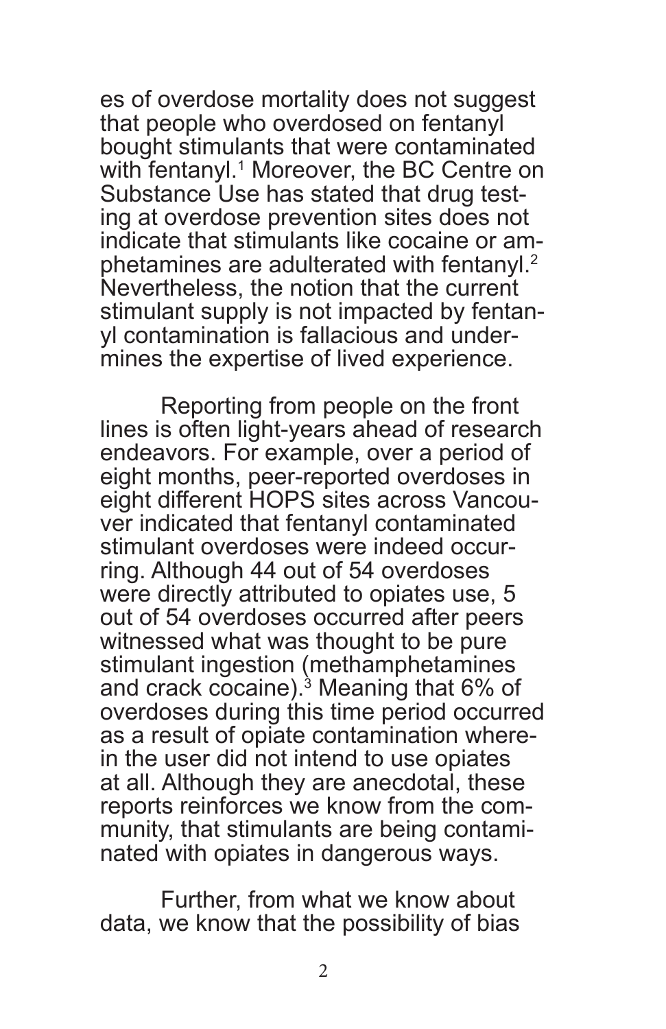es of overdose mortality does not suggest that people who overdosed on fentanyl bought stimulants that were contaminated with fentanyl.[1] Moreover, the BC Centre on Substance Use has stated that drug testing at overdose prevention sites does not indicate that stimulants like cocaine or amphetamines are adulterated with fentanyl.[2] Nevertheless, the notion that the current stimulant supply is not impacted by fentanyl contamination is fallacious and undermines the expertise of lived experience.

Reporting from people on the front lines is often light-years ahead of research endeavors. For example, over a period of eight months, peer-reported overdoses in eight different HOPS sites across Vancouver indicated that fentanyl contaminated stimulant overdoses were indeed occurring. Although 44 out of 54 overdoses were directly attributed to opiates use, 5 out of 54 overdoses occurred after peers witnessed what was thought to be pure stimulant ingestion (methamphetamines and crack cocaine).[3] Meaning that 6% of overdoses during this time period occurred as a result of opiate contamination wherein the user did not intend to use opiates at all. Although they are anecdotal, these reports reinforces we know from the community, that stimulants are being contaminated with opiates in dangerous ways.

Further, from what we know about data, we know that the possibility of bias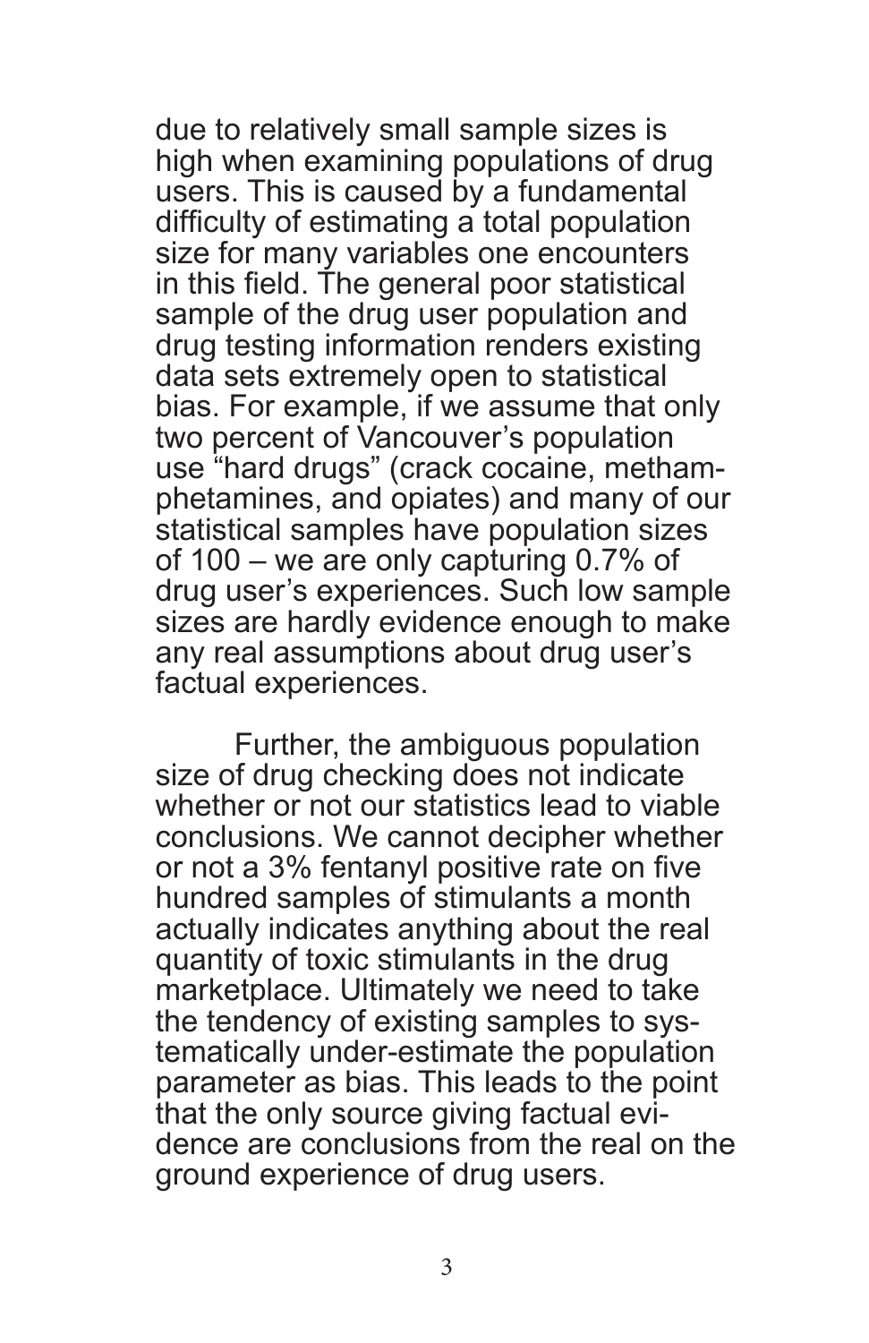due to relatively small sample sizes is high when examining populations of drug users. This is caused by a fundamental difficulty of estimating a total population size for many variables one encounters in this field. The general poor statistical sample of the drug user population and drug testing information renders existing data sets extremely open to statistical bias. For example, if we assume that only two percent of Vancouver's population use "hard drugs" (crack cocaine, methamphetamines, and opiates) and many of our statistical samples have population sizes of 100 – we are only capturing 0.7% of drug user's experiences. Such low sample sizes are hardly evidence enough to make any real assumptions about drug user's factual experiences.

Further, the ambiguous population size of drug checking does not indicate whether or not our statistics lead to viable conclusions. We cannot decipher whether or not a 3% fentanyl positive rate on five hundred samples of stimulants a month actually indicates anything about the real quantity of toxic stimulants in the drug marketplace. Ultimately we need to take the tendency of existing samples to systematically under-estimate the population parameter as bias. This leads to the point that the only source giving factual evidence are conclusions from the real on the ground experience of drug users.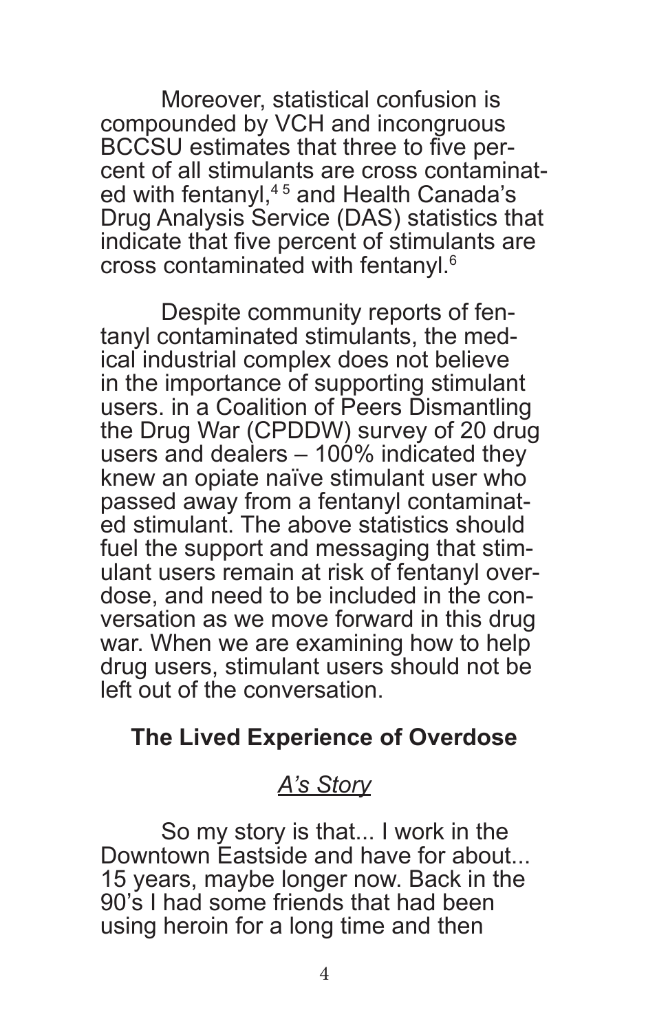Moreover, statistical confusion is compounded by VCH and incongruous BCCSU estimates that three to five percent of all stimulants are cross contaminated with fentanyl,[4 5] and Health Canada's Drug Analysis Service (DAS) statistics that indicate that five percent of stimulants are cross contaminated with fentanyl.[6]

Despite community reports of fentanyl contaminated stimulants, the medical industrial complex does not believe in the importance of supporting stimulant users. in a Coalition of Peers Dismantling the Drug War (CPDDW) survey of 20 drug users and dealers – 100% indicated they knew an opiate naïve stimulant user who passed away from a fentanyl contaminated stimulant. The above statistics should fuel the support and messaging that stimulant users remain at risk of fentanyl overdose, and need to be included in the conversation as we move forward in this drug war. When we are examining how to help drug users, stimulant users should not be left out of the conversation.

## The Lived Experience of Overdose

### *A's Story*

So my story is that... I work in the Downtown Eastside and have for about... 15 years, maybe longer now. Back in the 90's I had some friends that had been using heroin for a long time and then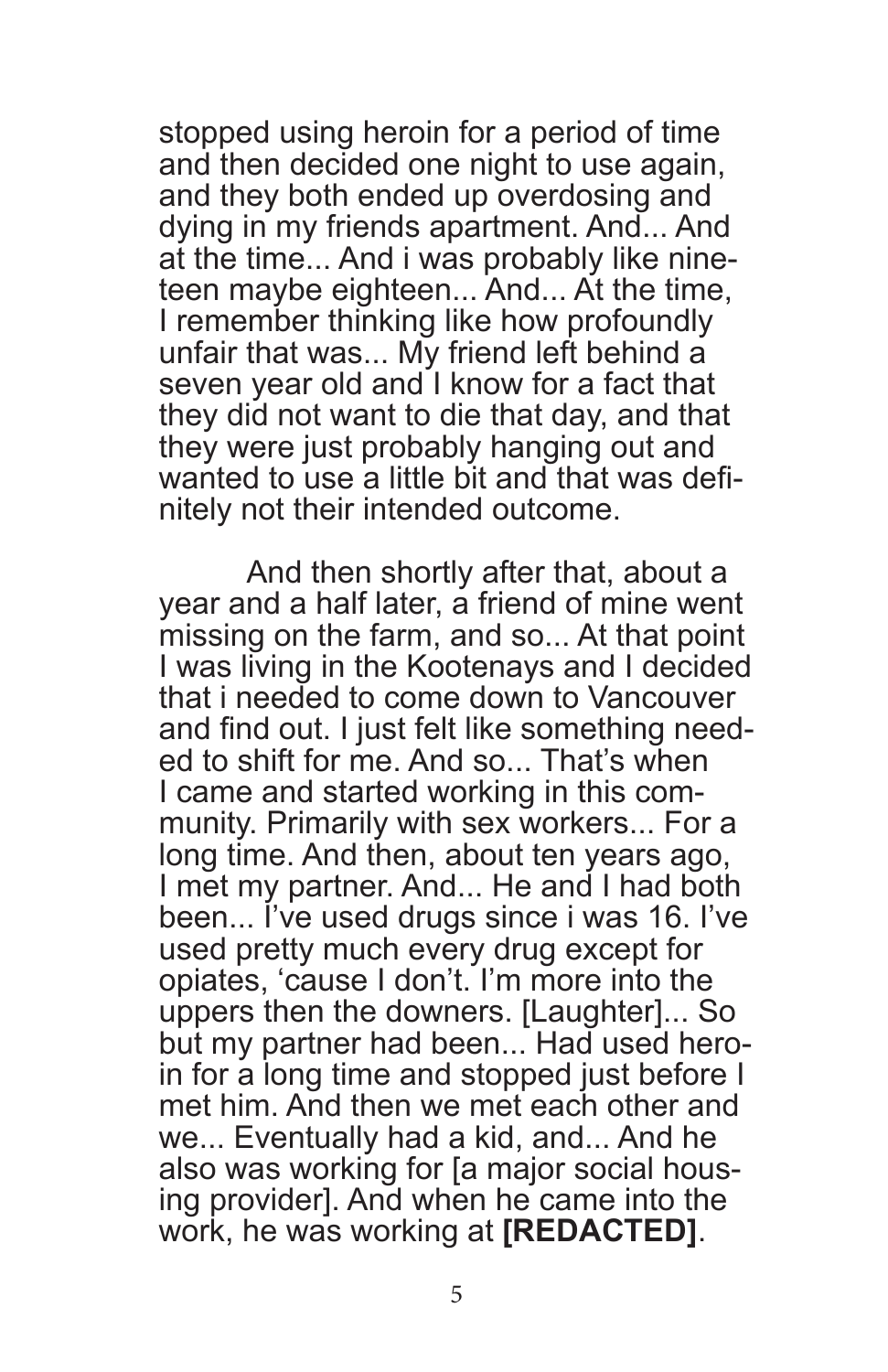stopped using heroin for a period of time and then decided one night to use again, and they both ended up overdosing and dying in my friends apartment. And... And at the time... And i was probably like nineteen maybe eighteen... And... At the time, I remember thinking like how profoundly unfair that was... My friend left behind a seven year old and I know for a fact that they did not want to die that day, and that they were just probably hanging out and wanted to use a little bit and that was definitely not their intended outcome.

And then shortly after that, about a year and a half later, a friend of mine went missing on the farm, and so... At that point I was living in the Kootenays and I decided that i needed to come down to Vancouver and find out. I just felt like something needed to shift for me. And so... That's when I came and started working in this community. Primarily with sex workers... For a long time. And then, about ten years ago, I met my partner. And... He and I had both been... I've used drugs since i was 16. I've used pretty much every drug except for opiates, 'cause I don't. I'm more into the uppers then the downers. [Laughter]... So but my partner had been... Had used heroin for a long time and stopped just before I met him. And then we met each other and we... Eventually had a kid, and... And he also was working for [a major social housing provider]. And when he came into the work, he was working at **[REDACTED]**.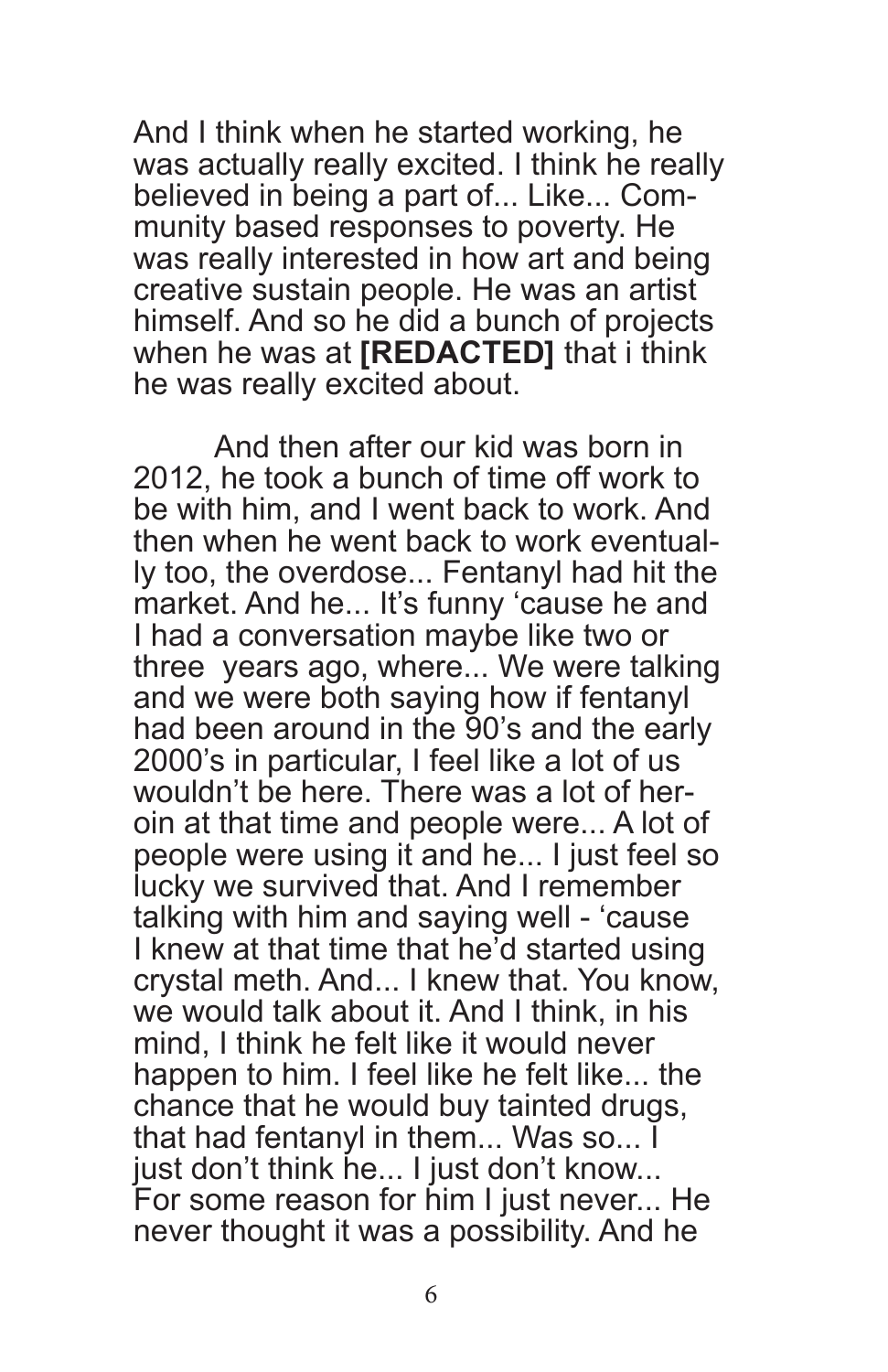And I think when he started working, he was actually really excited. I think he really believed in being a part of... Like... Community based responses to poverty. He was really interested in how art and being creative sustain people. He was an artist himself. And so he did a bunch of projects when he was at **[REDACTED]** that i think he was really excited about.

And then after our kid was born in 2012, he took a bunch of time off work to be with him, and I went back to work. And then when he went back to work eventually too, the overdose... Fentanyl had hit the market. And he... It's funny 'cause he and I had a conversation maybe like two or three years ago, where... We were talking and we were both saying how if fentanyl had been around in the 90's and the early 2000's in particular, I feel like a lot of us wouldn't be here. There was a lot of heroin at that time and people were... A lot of people were using it and he... I just feel so lucky we survived that. And I remember talking with him and saying well - 'cause I knew at that time that he'd started using crystal meth. And... I knew that. You know, we would talk about it. And I think, in his mind, I think he felt like it would never happen to him. I feel like he felt like... the chance that he would buy tainted drugs, that had fentanyl in them... Was so... I just don't think he... I just don't know... For some reason for him I just never... He never thought it was a possibility. And he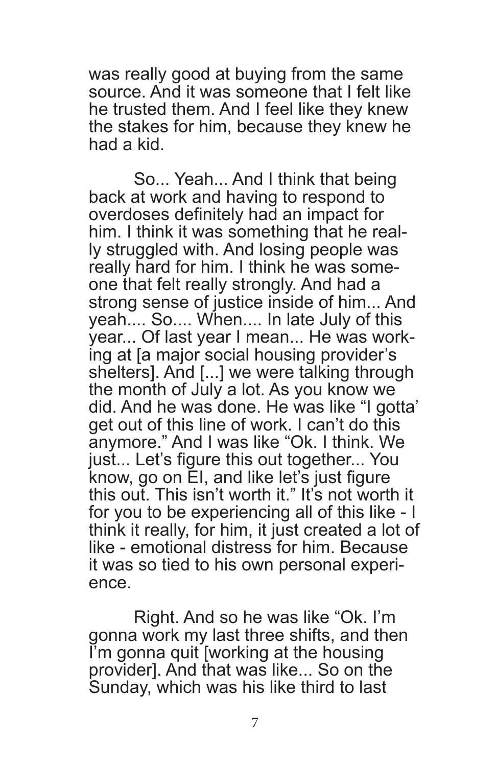was really good at buying from the same source. And it was someone that I felt like he trusted them. And I feel like they knew the stakes for him, because they knew he had a kid.

So... Yeah... And I think that being back at work and having to respond to overdoses definitely had an impact for him. I think it was something that he really struggled with. And losing people was really hard for him. I think he was someone that felt really strongly. And had a strong sense of justice inside of him... And yeah.... So.... When.... In late July of this year... Of last year I mean... He was working at [a major social housing provider's shelters]. And [...] we were talking through the month of July a lot. As you know we did. And he was done. He was like "I gotta' get out of this line of work. I can't do this anymore." And I was like "Ok. I think. We just... Let's figure this out together... You know, go on EI, and like let's just figure this out. This isn't worth it." It's not worth it for you to be experiencing all of this like - I think it really, for him, it just created a lot of like - emotional distress for him. Because it was so tied to his own personal experience.

Right. And so he was like "Ok. I'm gonna work my last three shifts, and then I'm gonna quit [working at the housing provider]. And that was like... So on the Sunday, which was his like third to last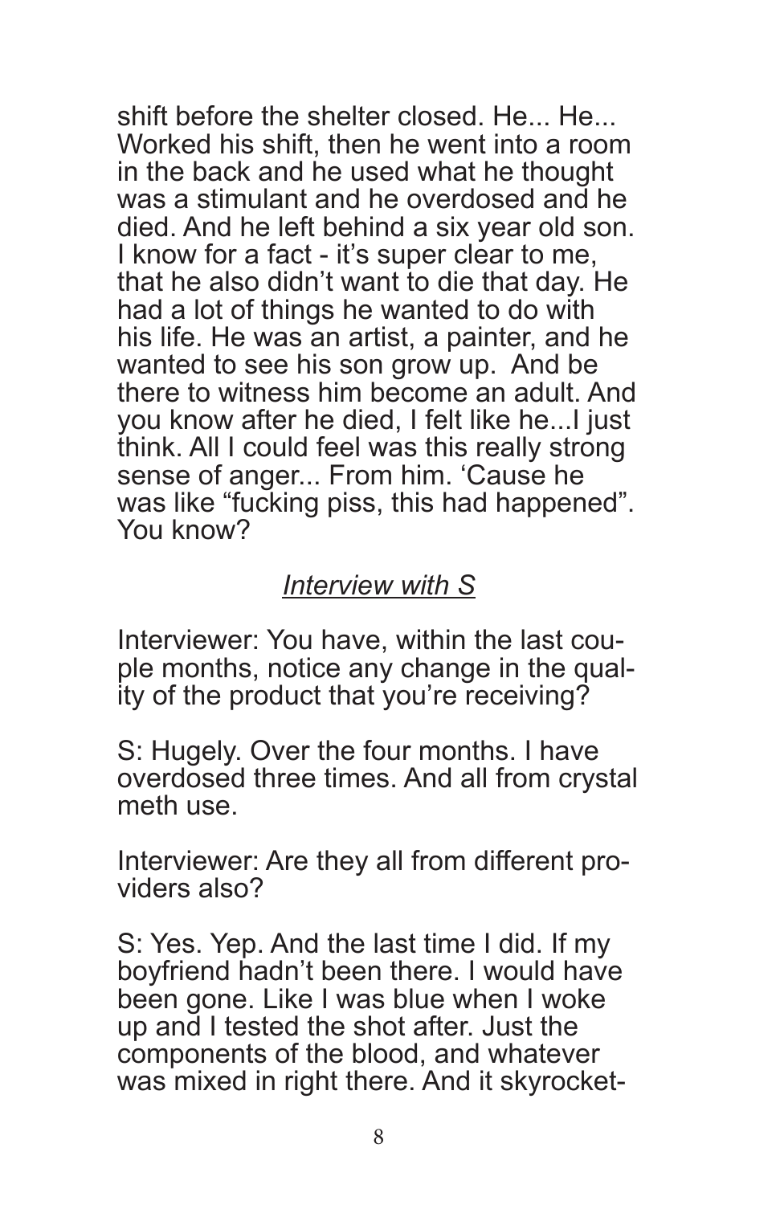shift before the shelter closed. He... He... Worked his shift, then he went into a room in the back and he used what he thought was a stimulant and he overdosed and he died. And he left behind a six year old son. I know for a fact - it's super clear to me, that he also didn't want to die that day. He had a lot of things he wanted to do with his life. He was an artist, a painter, and he wanted to see his son grow up.  And be there to witness him become an adult. And you know after he died, I felt like he...I just think. All I could feel was this really strong sense of anger... From him. 'Cause he was like "fucking piss, this had happened". You know?

### *Interview with S*

Interviewer: You have, within the last couple months, notice any change in the quality of the product that you're receiving?

S: Hugely. Over the four months. I have overdosed three times. And all from crystal meth use.

Interviewer: Are they all from different providers also?

S: Yes. Yep. And the last time I did. If my boyfriend hadn't been there. I would have been gone. Like I was blue when I woke up and I tested the shot after. Just the components of the blood, and whatever was mixed in right there. And it skyrocket-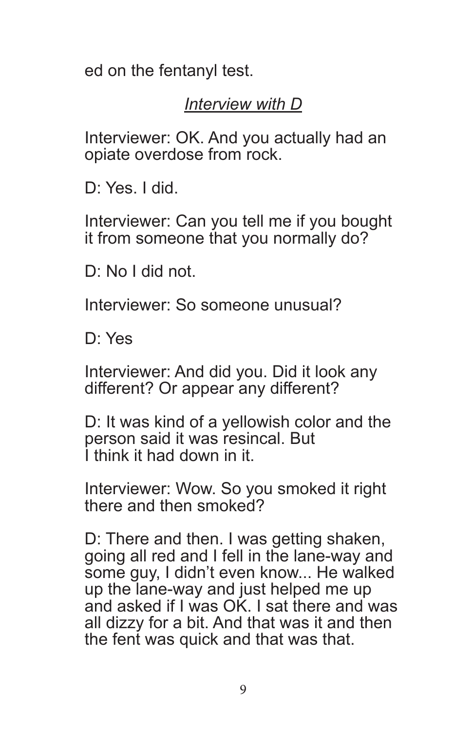ed on the fentanyl test.

*Interview with D*

Interviewer: OK. And you actually had an opiate overdose from rock.

D: Yes. I did.

Interviewer: Can you tell me if you bought it from someone that you normally do?

D: No I did not.

Interviewer: So someone unusual?

D: Yes

Interviewer: And did you. Did it look any different? Or appear any different?

D: It was kind of a yellowish color and the person said it was resincal. But I think it had down in it.

Interviewer: Wow. So you smoked it right there and then smoked?

D: There and then. I was getting shaken, going all red and I fell in the lane-way and some guy, I didn't even know... He walked up the lane-way and just helped me up and asked if I was OK. I sat there and was all dizzy for a bit. And that was it and then the fent was quick and that was that.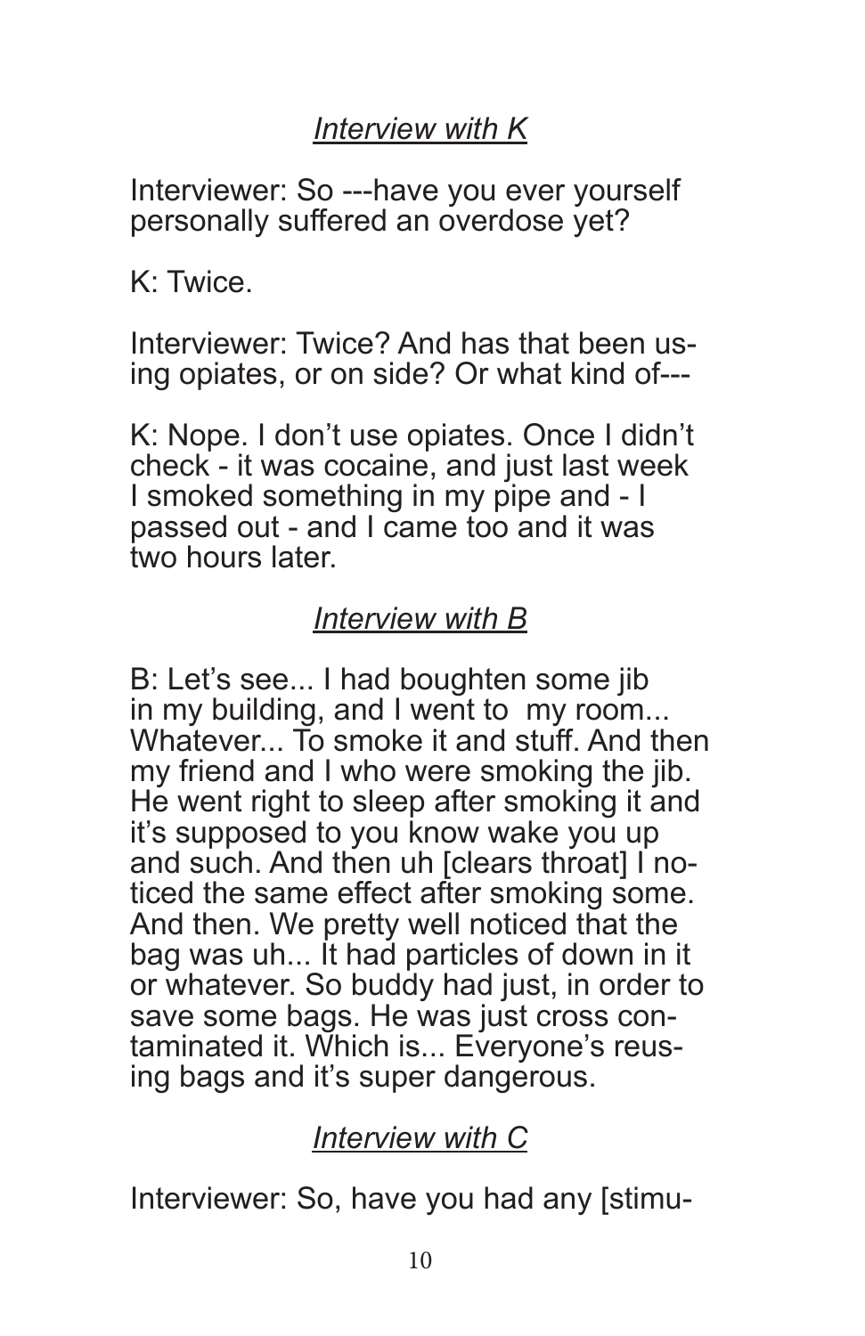*Interview with K*

Interviewer: So ---have you ever yourself personally suffered an overdose yet?

K: Twice.

Interviewer: Twice? And has that been using opiates, or on side? Or what kind of---

K: Nope. I don't use opiates. Once I didn't check - it was cocaine, and just last week I smoked something in my pipe and - I passed out - and I came too and it was two hours later.

*Interview with B*

B: Let's see... I had boughten some jib in my building, and I went to my room... Whatever... To smoke it and stuff. And then my friend and I who were smoking the jib. He went right to sleep after smoking it and it's supposed to you know wake you up and such. And then uh [clears throat] I noticed the same effect after smoking some. And then. We pretty well noticed that the bag was uh... It had particles of down in it or whatever. So buddy had just, in order to save some bags. He was just cross contaminated it. Which is... Everyone's reusing bags and it's super dangerous.

*Interview with C*

Interviewer: So, have you had any [stimu-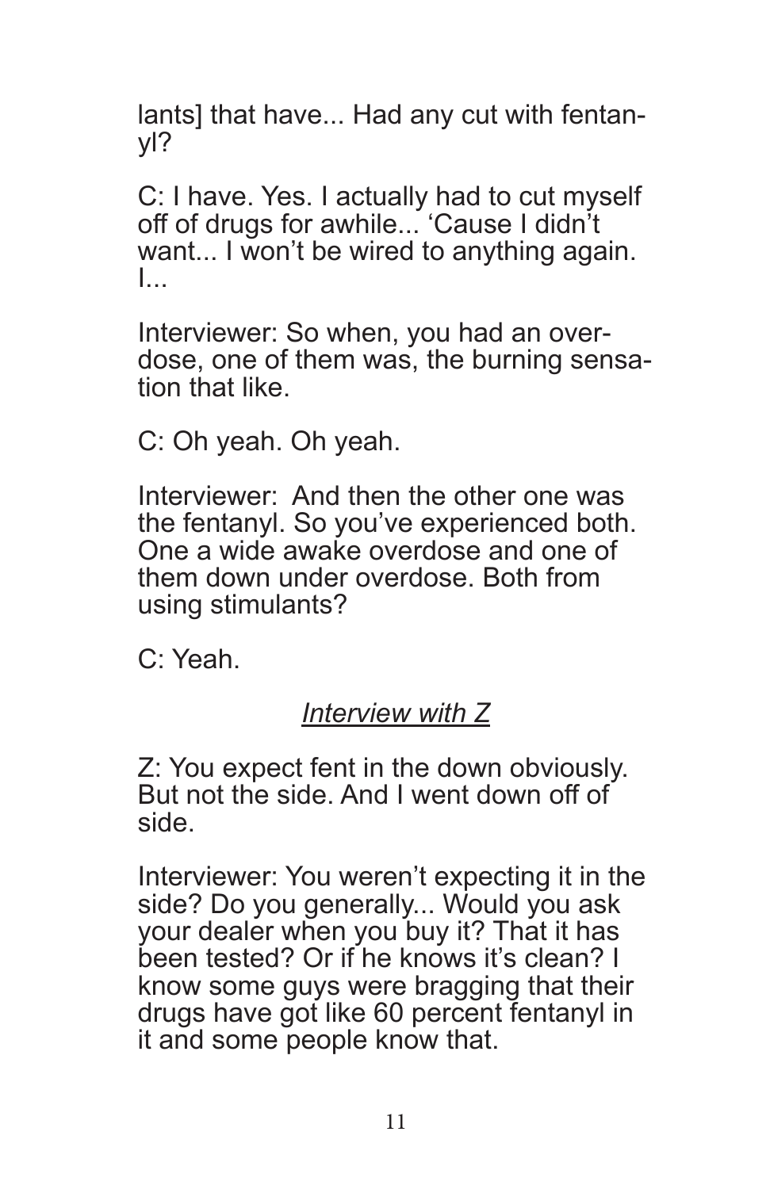lants] that have... Had any cut with fentanyl?

C: I have. Yes. I actually had to cut myself off of drugs for awhile... 'Cause I didn't want... I won't be wired to anything again. I...

Interviewer: So when, you had an overdose, one of them was, the burning sensation that like.

C: Oh yeah. Oh yeah.

Interviewer: And then the other one was the fentanyl. So you've experienced both. One a wide awake overdose and one of them down under overdose. Both from using stimulants?

C: Yeah.

*Interview with Z*

Z: You expect fent in the down obviously. But not the side. And I went down off of side.

Interviewer: You weren't expecting it in the side? Do you generally... Would you ask your dealer when you buy it? That it has been tested? Or if he knows it's clean? I know some guys were bragging that their drugs have got like 60 percent fentanyl in it and some people know that.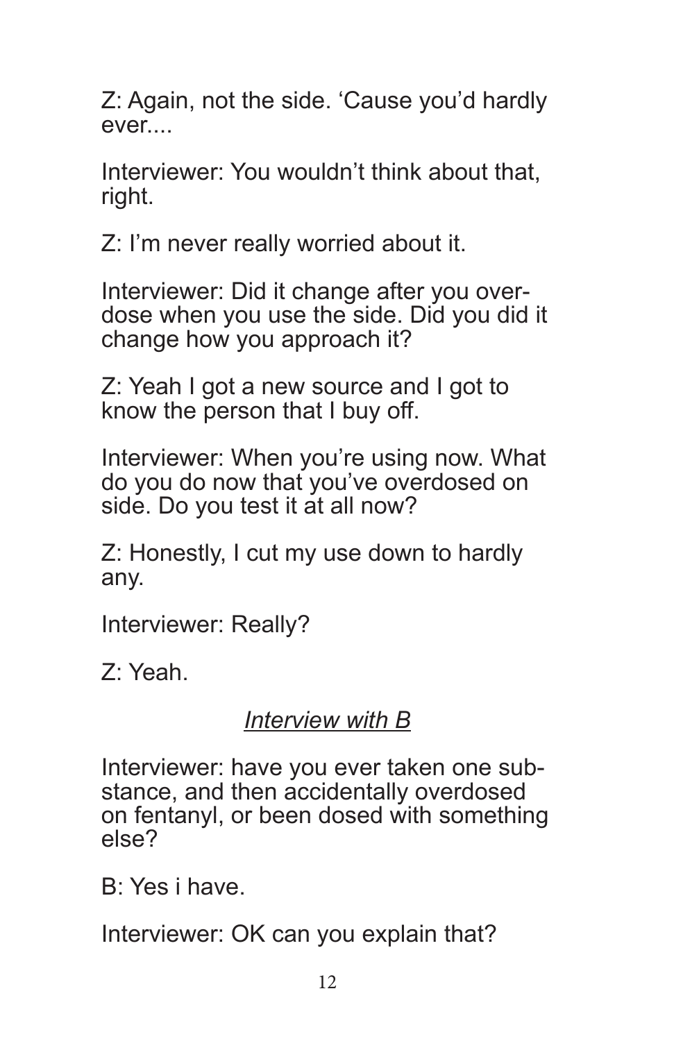Z: Again, not the side. 'Cause you'd hardly ever....

Interviewer: You wouldn't think about that, right.

Z: I'm never really worried about it.

Interviewer: Did it change after you overdose when you use the side. Did you did it change how you approach it?

Z: Yeah I got a new source and I got to know the person that I buy off.

Interviewer: When you're using now. What do you do now that you've overdosed on side. Do you test it at all now?

Z: Honestly, I cut my use down to hardly any.

Interviewer: Really?

Z: Yeah.

<u>*Interview with B*</u>

Interviewer: have you ever taken one substance, and then accidentally overdosed on fentanyl, or been dosed with something else?

B: Yes i have.

Interviewer: OK can you explain that?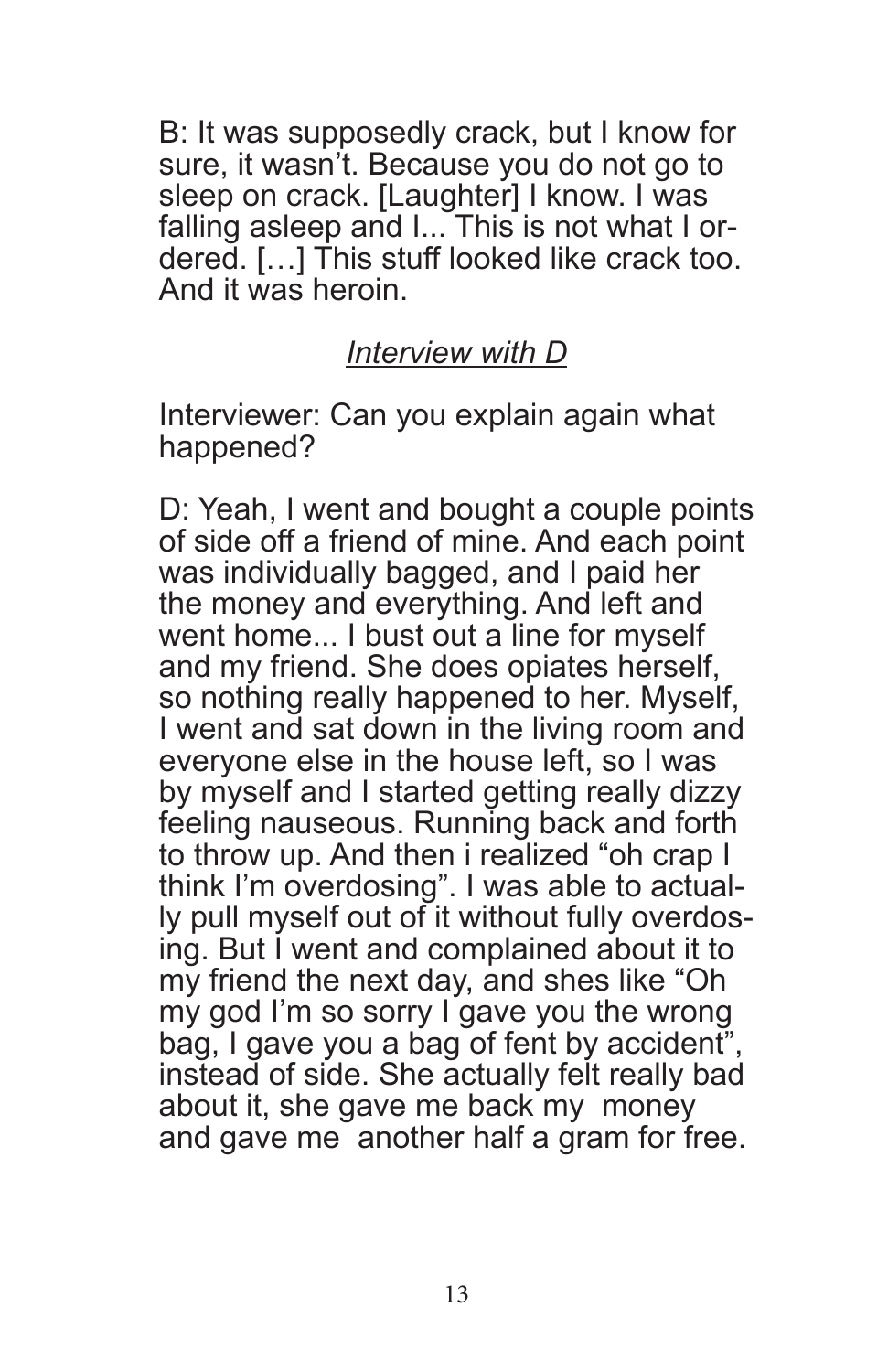B: It was supposedly crack, but I know for sure, it wasn't. Because you do not go to sleep on crack. [Laughter] I know. I was falling asleep and I... This is not what I ordered. […] This stuff looked like crack too. And it was heroin.

### *Interview with D*

Interviewer: Can you explain again what happened?

D: Yeah, I went and bought a couple points of side off a friend of mine. And each point was individually bagged, and I paid her the money and everything. And left and went home... I bust out a line for myself and my friend. She does opiates herself, so nothing really happened to her. Myself, I went and sat down in the living room and everyone else in the house left, so I was by myself and I started getting really dizzy feeling nauseous. Running back and forth to throw up. And then i realized "oh crap I think I'm overdosing". I was able to actually pull myself out of it without fully overdosing. But I went and complained about it to my friend the next day, and shes like "Oh my god I'm so sorry I gave you the wrong bag, I gave you a bag of fent by accident", instead of side. She actually felt really bad about it, she gave me back my money and gave me another half a gram for free.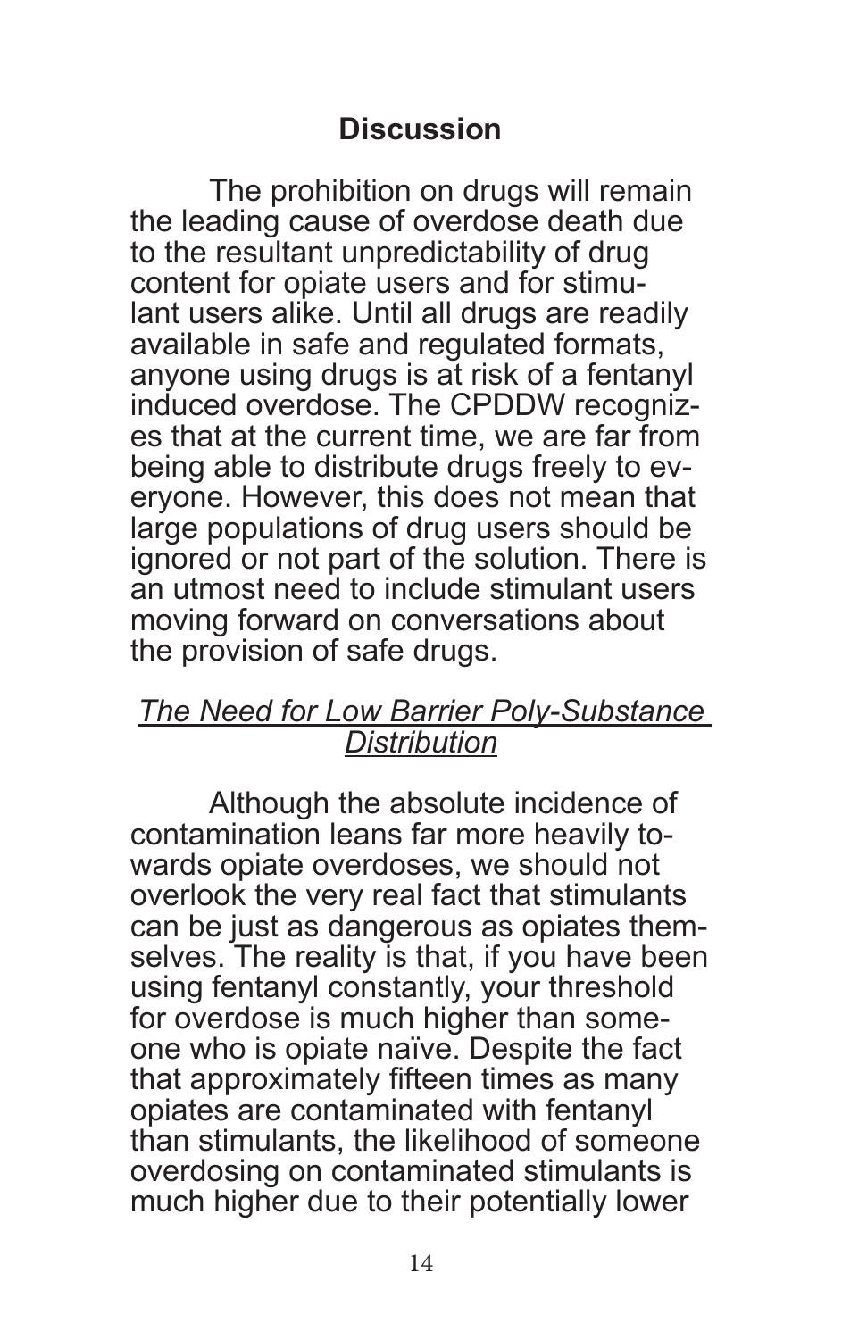## Discussion

The prohibition on drugs will remain the leading cause of overdose death due to the resultant unpredictability of drug content for opiate users and for stimulant users alike. Until all drugs are readily available in safe and regulated formats, anyone using drugs is at risk of a fentanyl induced overdose. The CPDDW recognizes that at the current time, we are far from being able to distribute drugs freely to everyone. However, this does not mean that large populations of drug users should be ignored or not part of the solution. There is an utmost need to include stimulant users moving forward on conversations about the provision of safe drugs.

### *The Need for Low Barrier Poly-Substance Distribution*

Although the absolute incidence of contamination leans far more heavily towards opiate overdoses, we should not overlook the very real fact that stimulants can be just as dangerous as opiates themselves. The reality is that, if you have been using fentanyl constantly, your threshold for overdose is much higher than someone who is opiate naïve. Despite the fact that approximately fifteen times as many opiates are contaminated with fentanyl than stimulants, the likelihood of someone overdosing on contaminated stimulants is much higher due to their potentially lower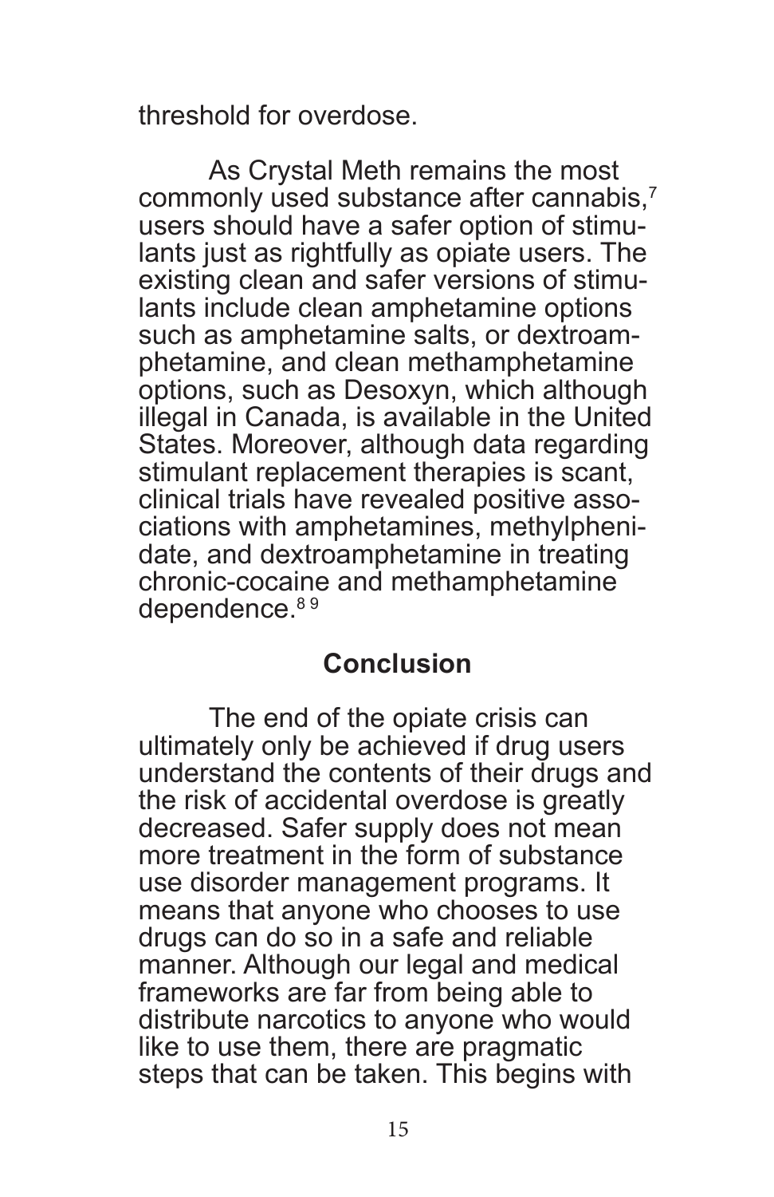threshold for overdose.

As Crystal Meth remains the most commonly used substance after cannabis,[7] users should have a safer option of stimulants just as rightfully as opiate users. The existing clean and safer versions of stimulants include clean amphetamine options such as amphetamine salts, or dextroamphetamine, and clean methamphetamine options, such as Desoxyn, which although illegal in Canada, is available in the United States. Moreover, although data regarding stimulant replacement therapies is scant, clinical trials have revealed positive associations with amphetamines, methylphenidate, and dextroamphetamine in treating chronic-cocaine and methamphetamine dependence.[8 9]

## Conclusion

The end of the opiate crisis can ultimately only be achieved if drug users understand the contents of their drugs and the risk of accidental overdose is greatly decreased. Safer supply does not mean more treatment in the form of substance use disorder management programs. It means that anyone who chooses to use drugs can do so in a safe and reliable manner. Although our legal and medical frameworks are far from being able to distribute narcotics to anyone who would like to use them, there are pragmatic steps that can be taken. This begins with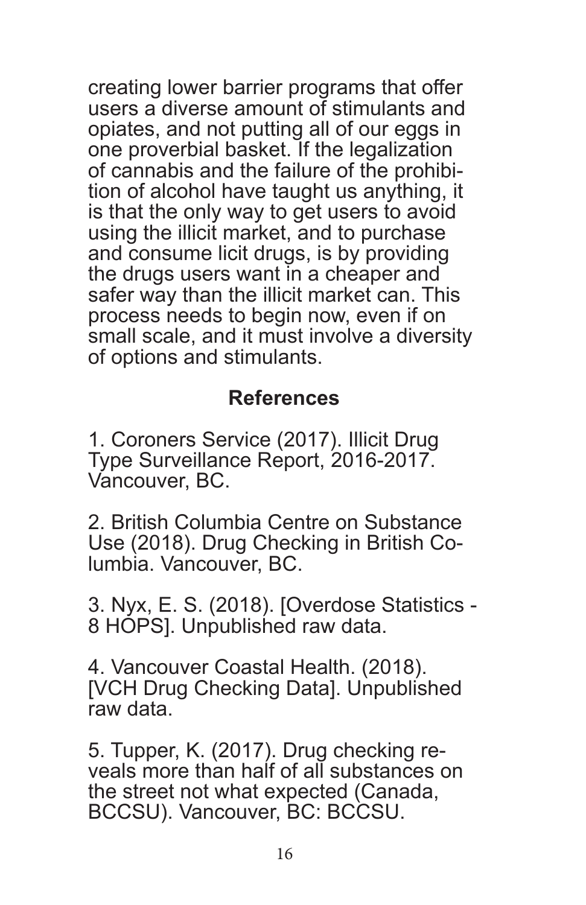creating lower barrier programs that offer users a diverse amount of stimulants and opiates, and not putting all of our eggs in one proverbial basket. If the legalization of cannabis and the failure of the prohibition of alcohol have taught us anything, it is that the only way to get users to avoid using the illicit market, and to purchase and consume licit drugs, is by providing the drugs users want in a cheaper and safer way than the illicit market can. This process needs to begin now, even if on small scale, and it must involve a diversity of options and stimulants.

## References

1. Coroners Service (2017). Illicit Drug Type Surveillance Report, 2016-2017. Vancouver, BC.

2. British Columbia Centre on Substance Use (2018). Drug Checking in British Columbia. Vancouver, BC.

3. Nyx, E. S. (2018). [Overdose Statistics - 8 HOPS]. Unpublished raw data.

4. Vancouver Coastal Health. (2018). [VCH Drug Checking Data]. Unpublished raw data.

5. Tupper, K. (2017). Drug checking reveals more than half of all substances on the street not what expected (Canada, BCCSU). Vancouver, BC: BCCSU.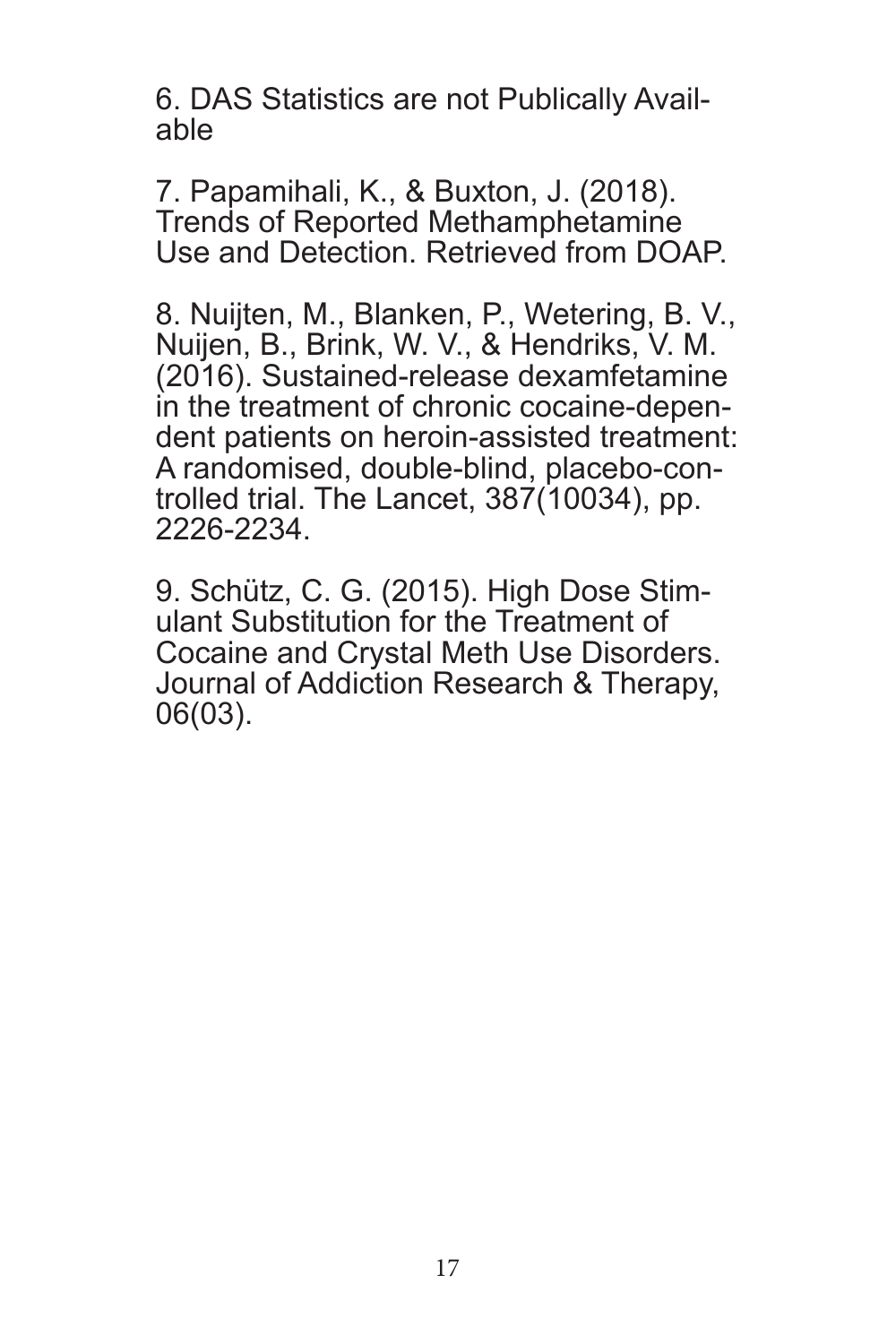6. DAS Statistics are not Publically Available

7. Papamihali, K., & Buxton, J. (2018). Trends of Reported Methamphetamine Use and Detection. Retrieved from DOAP.

8. Nuijten, M., Blanken, P., Wetering, B. V., Nuijen, B., Brink, W. V., & Hendriks, V. M. (2016). Sustained-release dexamfetamine in the treatment of chronic cocaine-dependent patients on heroin-assisted treatment: A randomised, double-blind, placebo-controlled trial. The Lancet, 387(10034), pp. 2226-2234.

9. Schütz, C. G. (2015). High Dose Stimulant Substitution for the Treatment of Cocaine and Crystal Meth Use Disorders. Journal of Addiction Research & Therapy, 06(03).